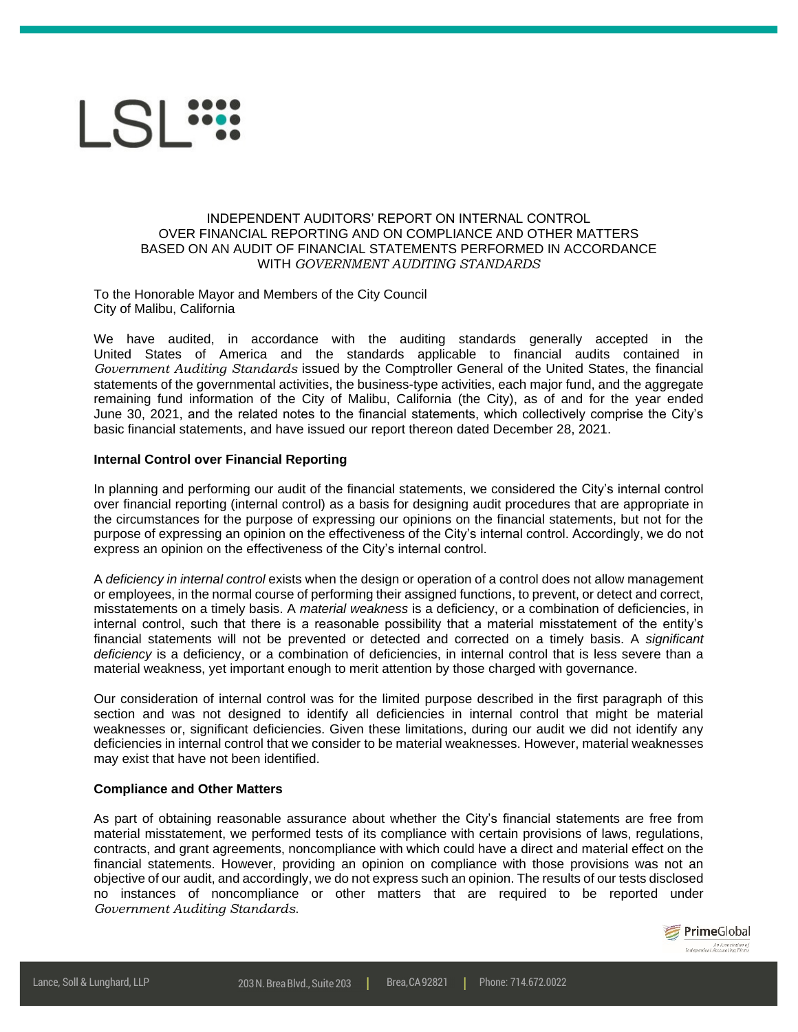# INDEPENDENT AUDITORS' REPORT ON INTERNAL CONTROL OVER FINANCIAL REPORTING AND ON COMPLIANCE AND OTHER MATTERS BASED ON AN AUDIT OF FINANCIAL STATEMENTS PERFORMED IN ACCORDANCE WITH *GOVERNMENT AUDITING STANDARDS*

To the Honorable Mayor and Members of the City Council
City of Malibu, California

We have audited, in accordance with the auditing standards generally accepted in the United States of America and the standards applicable to financial audits contained in *Government Auditing Standards* issued by the Comptroller General of the United States, the financial statements of the governmental activities, the business-type activities, each major fund, and the aggregate remaining fund information of the City of Malibu, California (the City), as of and for the year ended June 30, 2021, and the related notes to the financial statements, which collectively comprise the City's basic financial statements, and have issued our report thereon dated December 28, 2021.

## Internal Control over Financial Reporting

In planning and performing our audit of the financial statements, we considered the City's internal control over financial reporting (internal control) as a basis for designing audit procedures that are appropriate in the circumstances for the purpose of expressing our opinions on the financial statements, but not for the purpose of expressing an opinion on the effectiveness of the City's internal control. Accordingly, we do not express an opinion on the effectiveness of the City's internal control.

A *deficiency in internal control* exists when the design or operation of a control does not allow management or employees, in the normal course of performing their assigned functions, to prevent, or detect and correct, misstatements on a timely basis. A *material weakness* is a deficiency, or a combination of deficiencies, in internal control, such that there is a reasonable possibility that a material misstatement of the entity's financial statements will not be prevented or detected and corrected on a timely basis. A *significant deficiency* is a deficiency, or a combination of deficiencies, in internal control that is less severe than a material weakness, yet important enough to merit attention by those charged with governance.

Our consideration of internal control was for the limited purpose described in the first paragraph of this section and was not designed to identify all deficiencies in internal control that might be material weaknesses or, significant deficiencies. Given these limitations, during our audit we did not identify any deficiencies in internal control that we consider to be material weaknesses. However, material weaknesses may exist that have not been identified.

## Compliance and Other Matters

As part of obtaining reasonable assurance about whether the City's financial statements are free from material misstatement, we performed tests of its compliance with certain provisions of laws, regulations, contracts, and grant agreements, noncompliance with which could have a direct and material effect on the financial statements. However, providing an opinion on compliance with those provisions was not an objective of our audit, and accordingly, we do not express such an opinion. The results of our tests disclosed no instances of noncompliance or other matters that are required to be reported under *Government Auditing Standards*.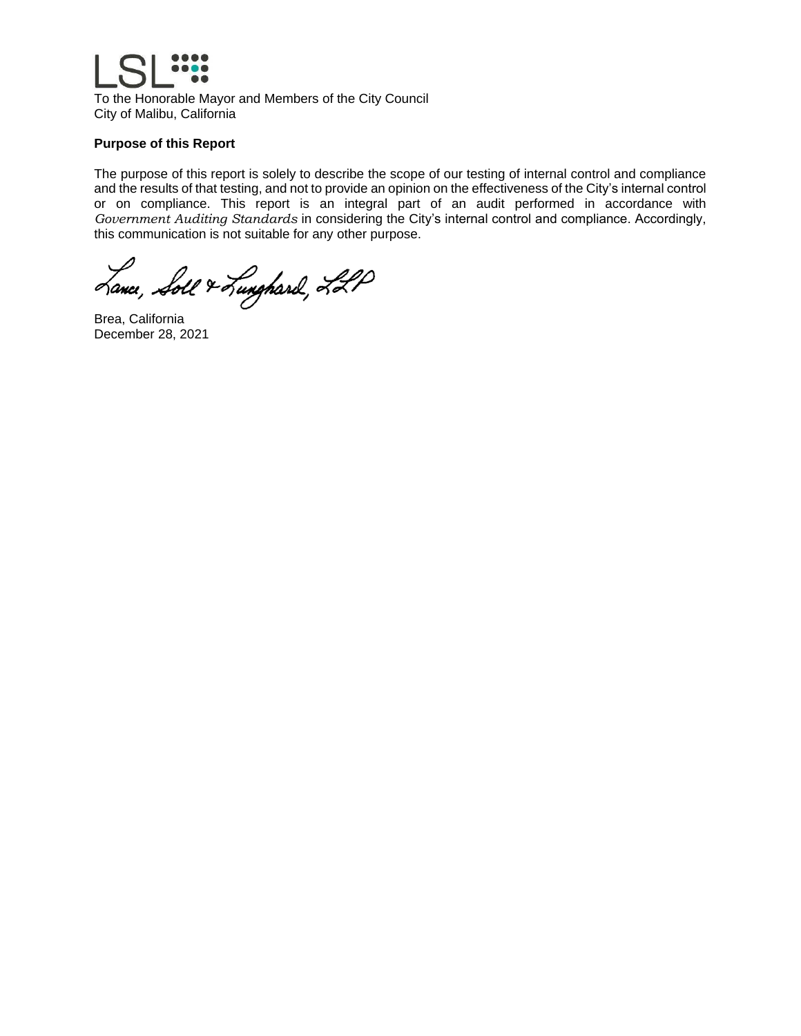LSL

To the Honorable Mayor and Members of the City Council
City of Malibu, California

**Purpose of this Report**

The purpose of this report is solely to describe the scope of our testing of internal control and compliance and the results of that testing, and not to provide an opinion on the effectiveness of the City's internal control or on compliance. This report is an integral part of an audit performed in accordance with *Government Auditing Standards* in considering the City's internal control and compliance. Accordingly, this communication is not suitable for any other purpose.

Lance, Soll & Lunghard, LLP

Brea, California
December 28, 2021